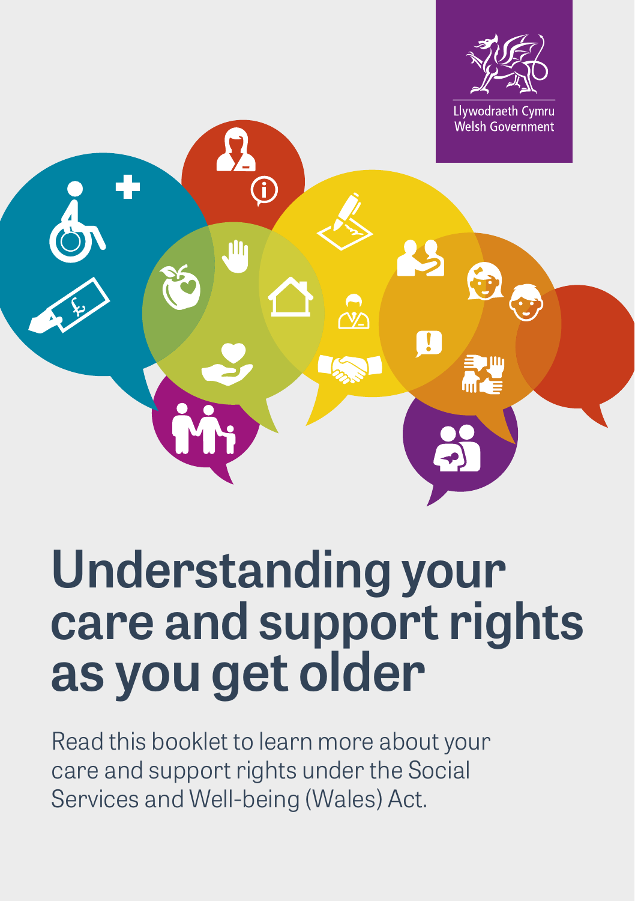Llywodraeth Cymru
Welsh Government

# Understanding your care and support rights as you get older

Read this booklet to learn more about your care and support rights under the Social Services and Well-being (Wales) Act.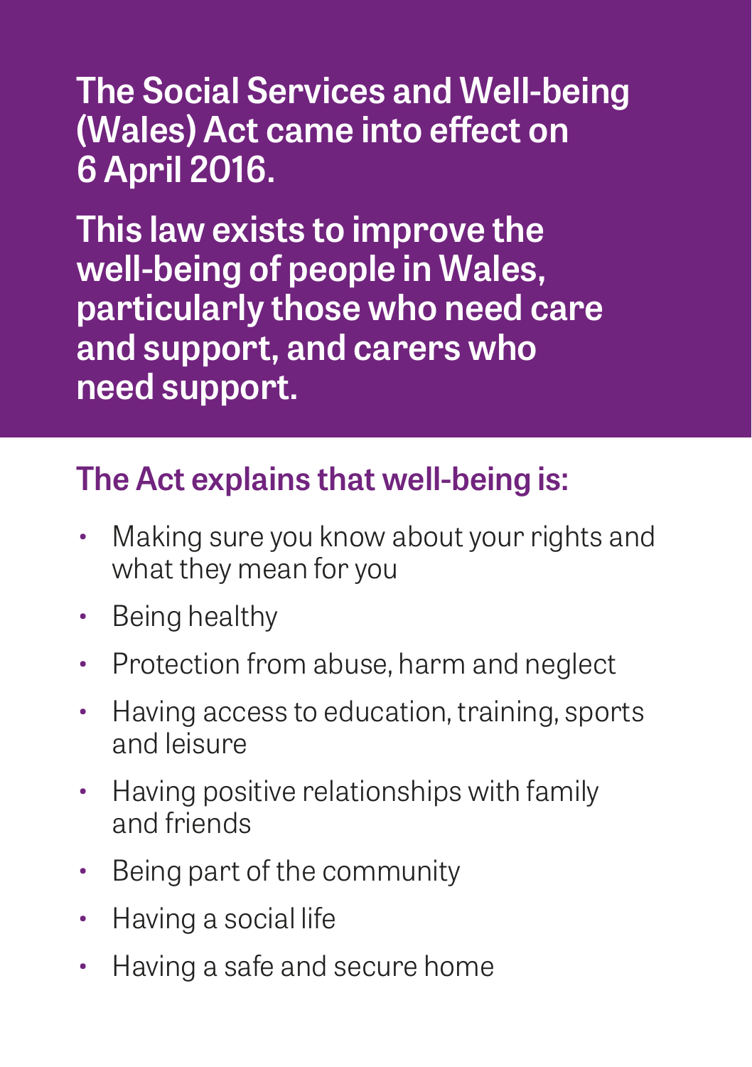**The Social Services and Well-being (Wales) Act came into effect on 6 April 2016.**

**This law exists to improve the well-being of people in Wales, particularly those who need care and support, and carers who need support.**

## The Act explains that well-being is:

- Making sure you know about your rights and what they mean for you
- Being healthy
- Protection from abuse, harm and neglect
- Having access to education, training, sports and leisure
- Having positive relationships with family and friends
- Being part of the community
- Having a social life
- Having a safe and secure home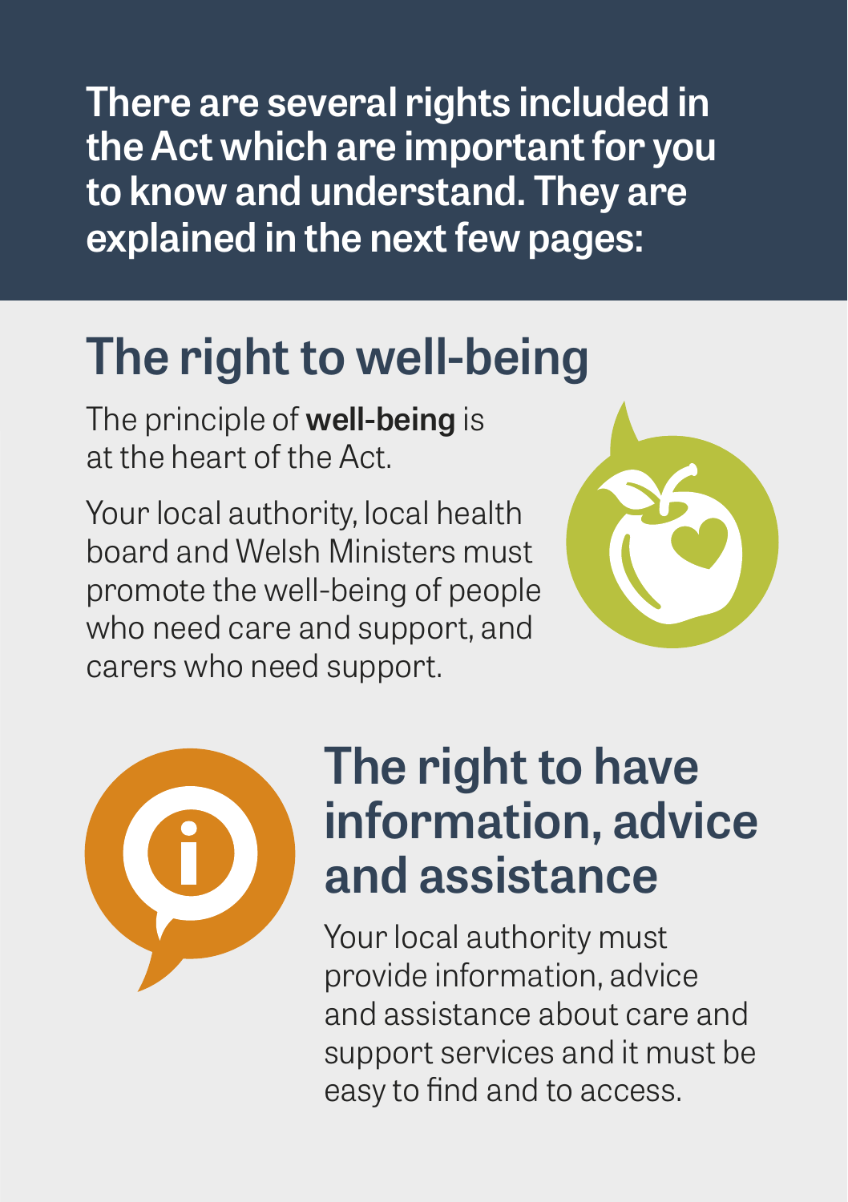**There are several rights included in the Act which are important for you to know and understand. They are explained in the next few pages:**

## The right to well-being

The principle of **well-being** is at the heart of the Act.

Your local authority, local health board and Welsh Ministers must promote the well-being of people who need care and support, and carers who need support.

## The right to have information, advice and assistance

Your local authority must provide information, advice and assistance about care and support services and it must be easy to find and to access.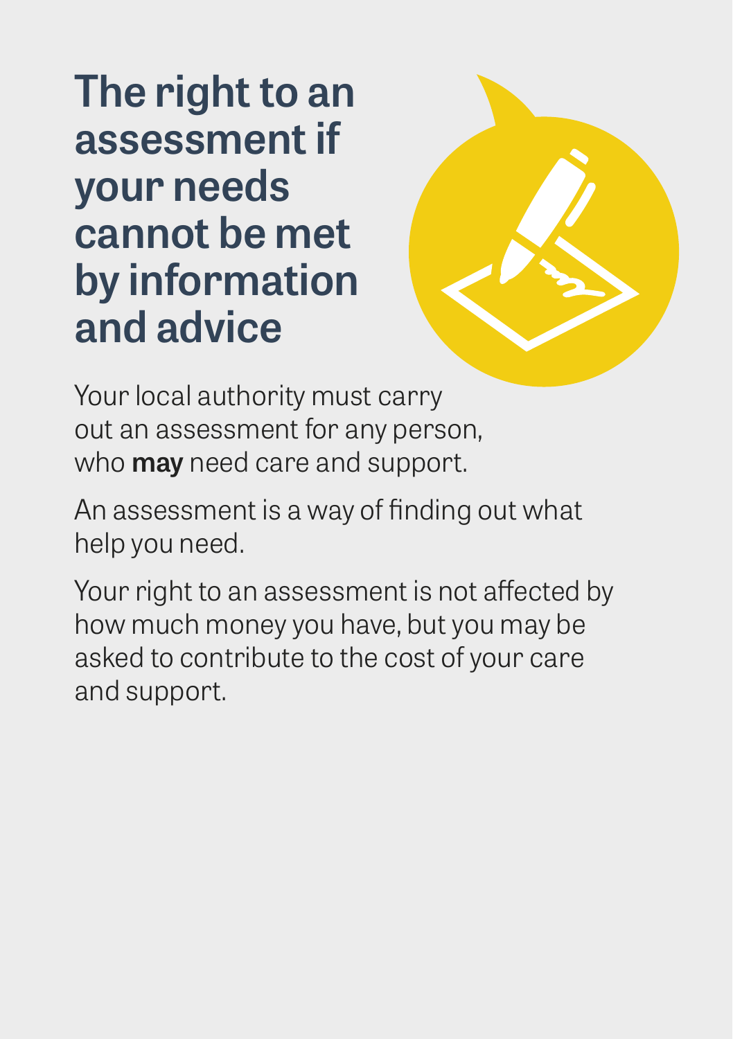# The right to an assessment if your needs cannot be met by information and advice

Your local authority must carry out an assessment for any person, who **may** need care and support.

An assessment is a way of finding out what help you need.

Your right to an assessment is not affected by how much money you have, but you may be asked to contribute to the cost of your care and support.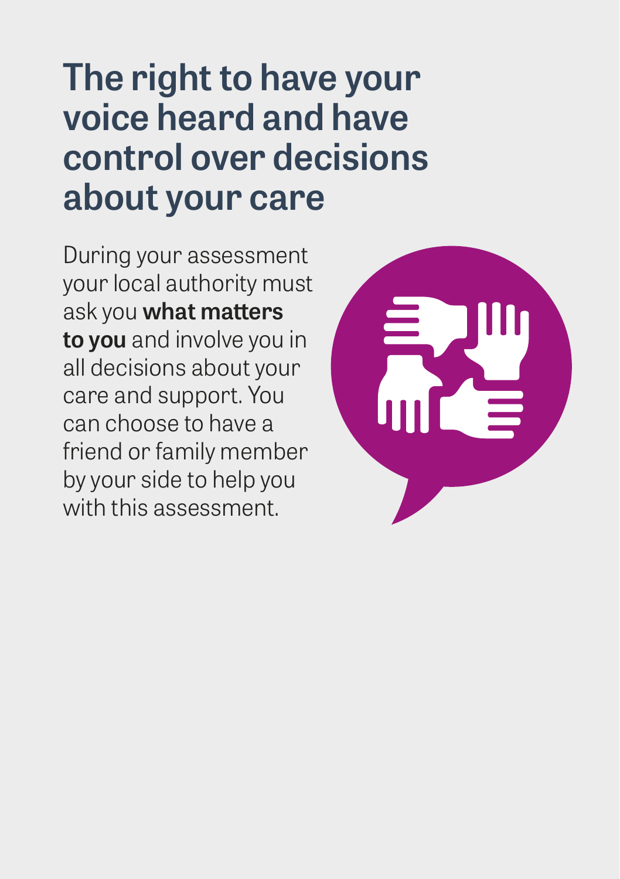# The right to have your voice heard and have control over decisions about your care

During your assessment your local authority must ask you **what matters to you** and involve you in all decisions about your care and support. You can choose to have a friend or family member by your side to help you with this assessment.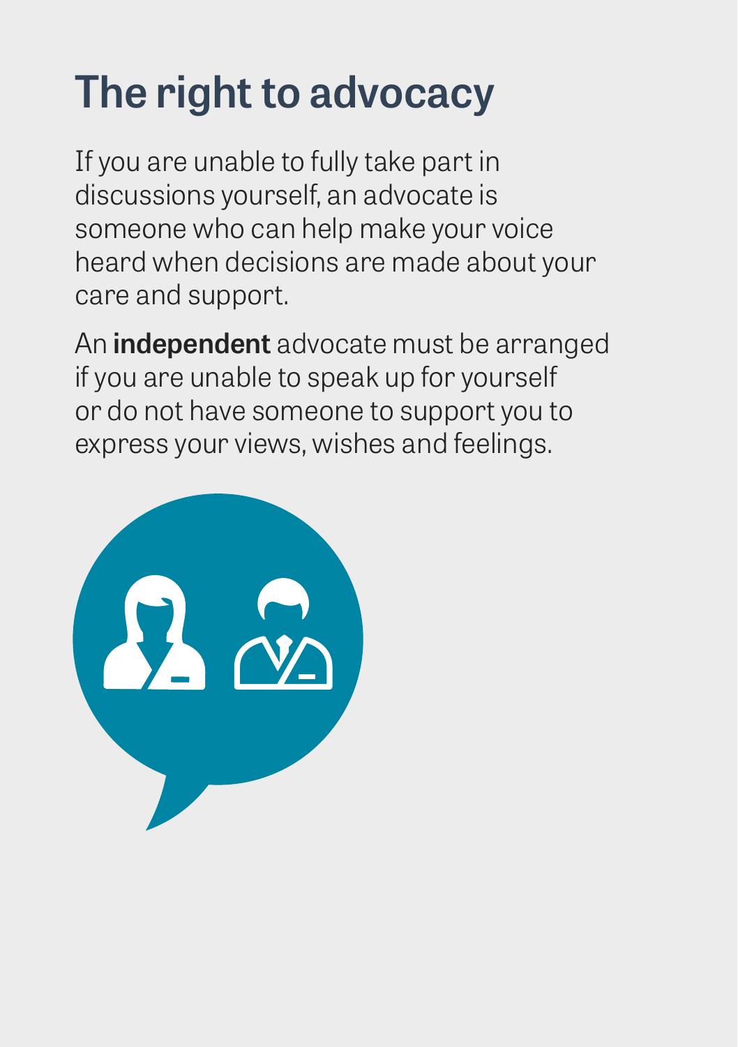# The right to advocacy

If you are unable to fully take part in discussions yourself, an advocate is someone who can help make your voice heard when decisions are made about your care and support.

An **independent** advocate must be arranged if you are unable to speak up for yourself or do not have someone to support you to express your views, wishes and feelings.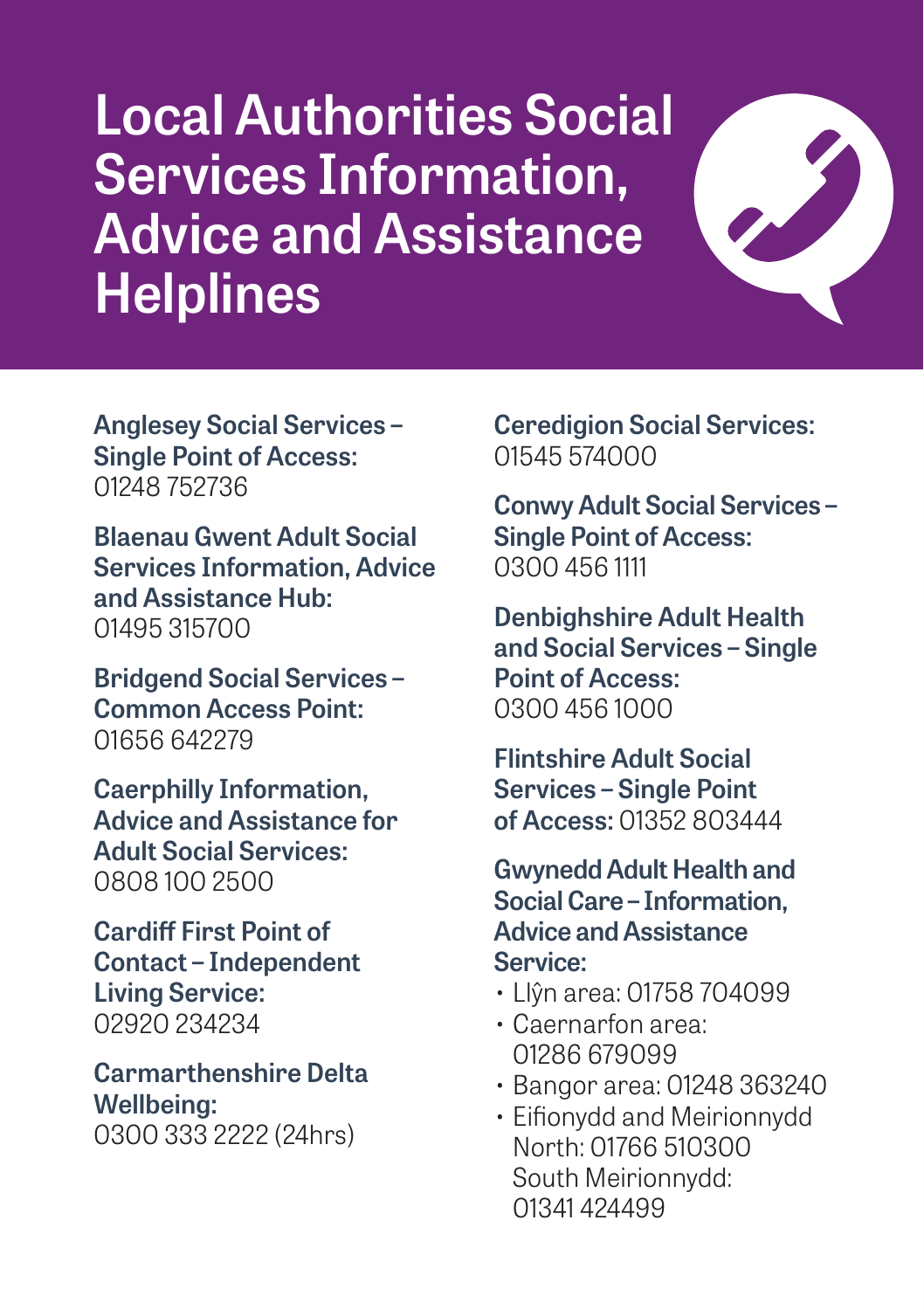# Local Authorities Social Services Information, Advice and Assistance Helplines

**Anglesey Social Services – Single Point of Access:**
01248 752736

**Blaenau Gwent Adult Social Services Information, Advice and Assistance Hub:**
01495 315700

**Bridgend Social Services – Common Access Point:**
01656 642279

**Caerphilly Information, Advice and Assistance for Adult Social Services:**
0808 100 2500

**Cardiff First Point of Contact – Independent Living Service:**
02920 234234

**Carmarthenshire Delta Wellbeing:**
0300 333 2222 (24hrs)

**Ceredigion Social Services:**
01545 574000

**Conwy Adult Social Services – Single Point of Access:**
0300 456 1111

**Denbighshire Adult Health and Social Services – Single Point of Access:**
0300 456 1000

**Flintshire Adult Social Services – Single Point of Access:** 01352 803444

**Gwynedd Adult Health and Social Care – Information, Advice and Assistance Service:**

- Llŷn area: 01758 704099
- Caernarfon area: 01286 679099
- Bangor area: 01248 363240
- Eifionydd and Meirionnydd North: 01766 510300
  South Meirionnydd: 01341 424499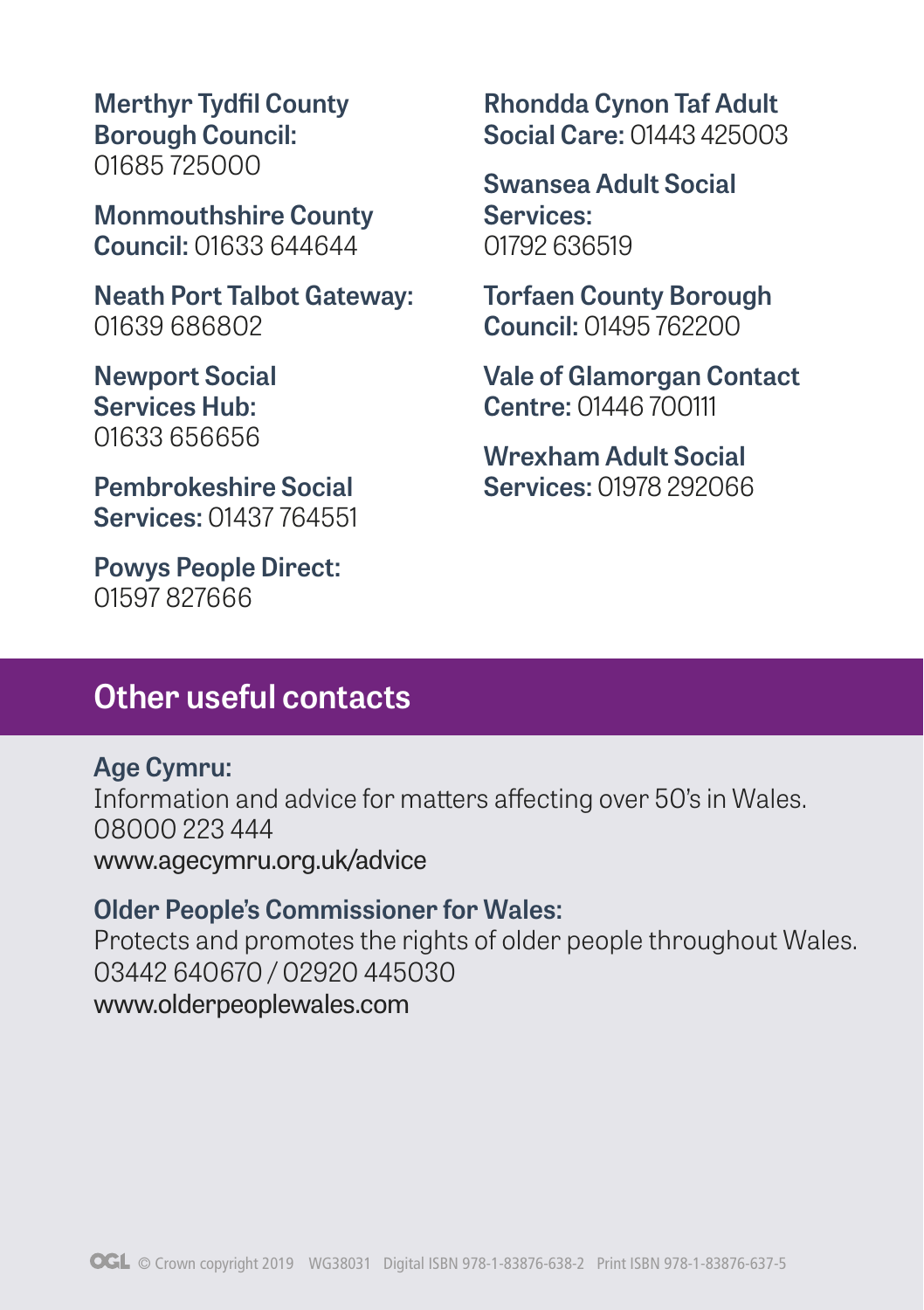**Merthyr Tydfil County Borough Council:** 01685 725000

**Monmouthshire County Council:** 01633 644644

**Neath Port Talbot Gateway:** 01639 686802

**Newport Social Services Hub:** 01633 656656

**Pembrokeshire Social Services:** 01437 764551

**Powys People Direct:** 01597 827666

**Rhondda Cynon Taf Adult Social Care:** 01443 425003

**Swansea Adult Social Services:** 01792 636519

**Torfaen County Borough Council:** 01495 762200

**Vale of Glamorgan Contact Centre:** 01446 700111

**Wrexham Adult Social Services:** 01978 292066

## Other useful contacts

**Age Cymru:**
Information and advice for matters affecting over 50's in Wales.
08000 223 444
www.agecymru.org.uk/advice

**Older People's Commissioner for Wales:**
Protects and promotes the rights of older people throughout Wales.
03442 640670 / 02920 445030
www.olderpeoplewales.com

OGL © Crown copyright 2019 WG38031 Digital ISBN 978-1-83876-638-2 Print ISBN 978-1-83876-637-5